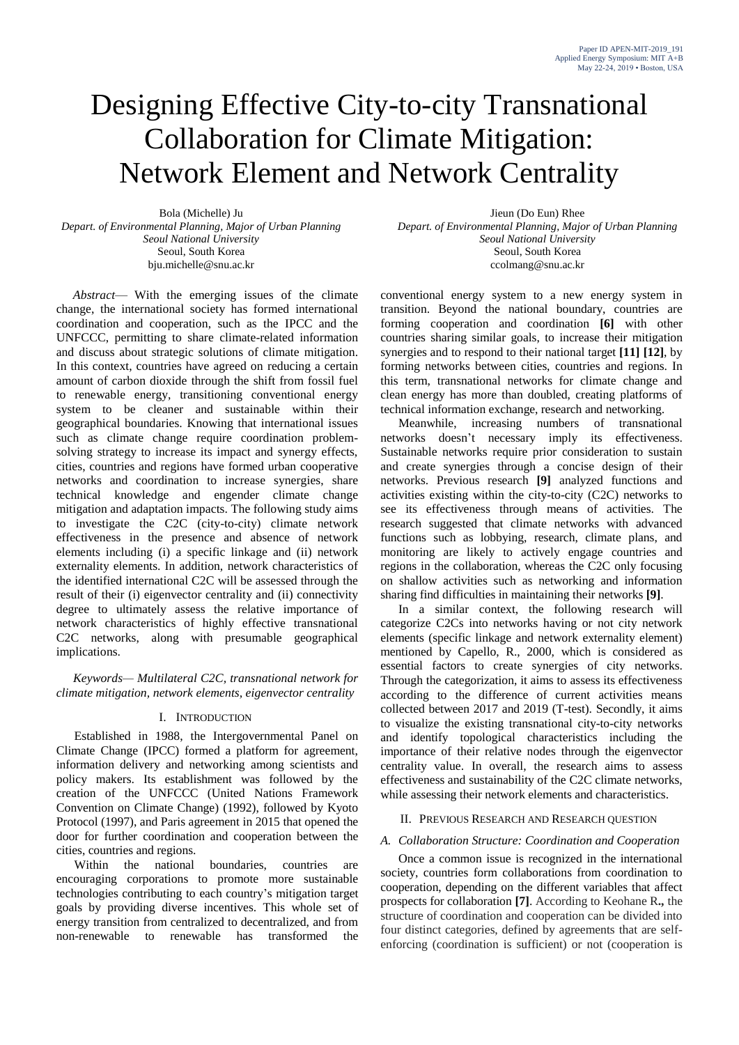# Designing Effective City-to-city Transnational Collaboration for Climate Mitigation: Network Element and Network Centrality

Bola (Michelle) Ju
*Depart. of Environmental Planning, Major of Urban Planning*
*Seoul National University*
Seoul, South Korea
bju.michelle@snu.ac.kr

Jieun (Do Eun) Rhee
*Depart. of Environmental Planning, Major of Urban Planning*
*Seoul National University*
Seoul, South Korea
ccolmang@snu.ac.kr

*Abstract*— With the emerging issues of the climate change, the international society has formed international coordination and cooperation, such as the IPCC and the UNFCCC, permitting to share climate-related information and discuss about strategic solutions of climate mitigation. In this context, countries have agreed on reducing a certain amount of carbon dioxide through the shift from fossil fuel to renewable energy, transitioning conventional energy system to be cleaner and sustainable within their geographical boundaries. Knowing that international issues such as climate change require coordination problem-solving strategy to increase its impact and synergy effects, cities, countries and regions have formed urban cooperative networks and coordination to increase synergies, share technical knowledge and engender climate change mitigation and adaptation impacts. The following study aims to investigate the C2C (city-to-city) climate network effectiveness in the presence and absence of network elements including (i) a specific linkage and (ii) network externality elements. In addition, network characteristics of the identified international C2C will be assessed through the result of their (i) eigenvector centrality and (ii) connectivity degree to ultimately assess the relative importance of network characteristics of highly effective transnational C2C networks, along with presumable geographical implications.

*Keywords— Multilateral C2C, transnational network for climate mitigation, network elements, eigenvector centrality*

## I. Introduction

Established in 1988, the Intergovernmental Panel on Climate Change (IPCC) formed a platform for agreement, information delivery and networking among scientists and policy makers. Its establishment was followed by the creation of the UNFCCC (United Nations Framework Convention on Climate Change) (1992), followed by Kyoto Protocol (1997), and Paris agreement in 2015 that opened the door for further coordination and cooperation between the cities, countries and regions.

Within the national boundaries, countries are encouraging corporations to promote more sustainable technologies contributing to each country's mitigation target goals by providing diverse incentives. This whole set of energy transition from centralized to decentralized, and from non-renewable to renewable has transformed the conventional energy system to a new energy system in transition. Beyond the national boundary, countries are forming cooperation and coordination **[6]** with other countries sharing similar goals, to increase their mitigation synergies and to respond to their national target **[11] [12]**, by forming networks between cities, countries and regions. In this term, transnational networks for climate change and clean energy has more than doubled, creating platforms of technical information exchange, research and networking.

Meanwhile, increasing numbers of transnational networks doesn't necessary imply its effectiveness. Sustainable networks require prior consideration to sustain and create synergies through a concise design of their networks. Previous research **[9]** analyzed functions and activities existing within the city-to-city (C2C) networks to see its effectiveness through means of activities. The research suggested that climate networks with advanced functions such as lobbying, research, climate plans, and monitoring are likely to actively engage countries and regions in the collaboration, whereas the C2C only focusing on shallow activities such as networking and information sharing find difficulties in maintaining their networks **[9]**.

In a similar context, the following research will categorize C2Cs into networks having or not city network elements (specific linkage and network externality element) mentioned by Capello, R., 2000, which is considered as essential factors to create synergies of city networks. Through the categorization, it aims to assess its effectiveness according to the difference of current activities means collected between 2017 and 2019 (T-test). Secondly, it aims to visualize the existing transnational city-to-city networks and identify topological characteristics including the importance of their relative nodes through the eigenvector centrality value. In overall, the research aims to assess effectiveness and sustainability of the C2C climate networks, while assessing their network elements and characteristics.

## II. Previous Research and Research question

### A. Collaboration Structure: Coordination and Cooperation

Once a common issue is recognized in the international society, countries form collaborations from coordination to cooperation, depending on the different variables that affect prospects for collaboration **[7]**. According to Keohane R**.,** the structure of coordination and cooperation can be divided into four distinct categories, defined by agreements that are self-enforcing (coordination is sufficient) or not (cooperation is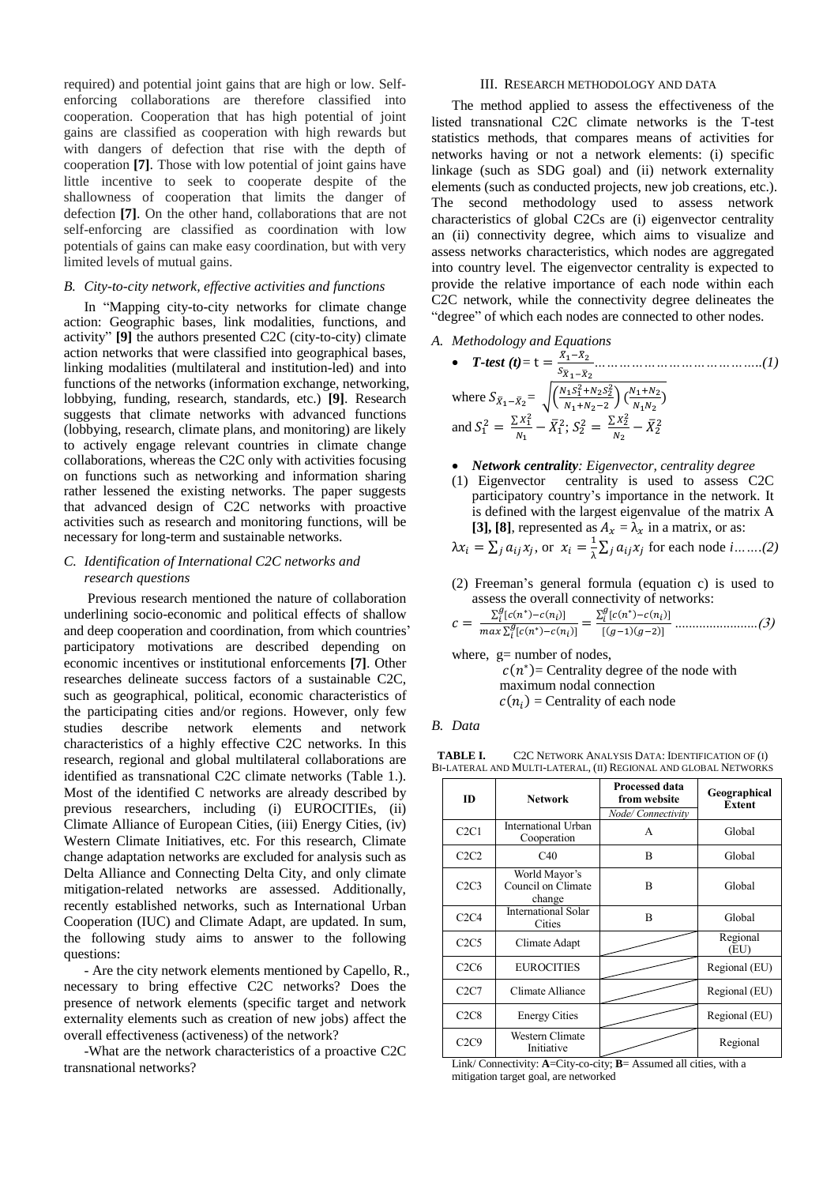required) and potential joint gains that are high or low. Self-enforcing collaborations are therefore classified into cooperation. Cooperation that has high potential of joint gains are classified as cooperation with high rewards but with dangers of defection that rise with the depth of cooperation **[7]**. Those with low potential of joint gains have little incentive to seek to cooperate despite of the shallowness of cooperation that limits the danger of defection **[7]**. On the other hand, collaborations that are not self-enforcing are classified as coordination with low potentials of gains can make easy coordination, but with very limited levels of mutual gains.

### *B. City-to-city network, effective activities and functions*

In "Mapping city-to-city networks for climate change action: Geographic bases, link modalities, functions, and activity" **[9]** the authors presented C2C (city-to-city) climate action networks that were classified into geographical bases, linking modalities (multilateral and institution-led) and into functions of the networks (information exchange, networking, lobbying, funding, research, standards, etc.) **[9]**. Research suggests that climate networks with advanced functions (lobbying, research, climate plans, and monitoring) are likely to actively engage relevant countries in climate change collaborations, whereas the C2C only with activities focusing on functions such as networking and information sharing rather lessened the existing networks. The paper suggests that advanced design of C2C networks with proactive activities such as research and monitoring functions, will be necessary for long-term and sustainable networks.

### *C. Identification of International C2C networks and research questions*

Previous research mentioned the nature of collaboration underlining socio-economic and political effects of shallow and deep cooperation and coordination, from which countries' participatory motivations are described depending on economic incentives or institutional enforcements **[7]**. Other researches delineate success factors of a sustainable C2C, such as geographical, political, economic characteristics of the participating cities and/or regions. However, only few studies describe network elements and network characteristics of a highly effective C2C networks. In this research, regional and global multilateral collaborations are identified as transnational C2C climate networks (Table 1.). Most of the identified C networks are already described by previous researchers, including (i) EUROCITIEs, (ii) Climate Alliance of European Cities, (iii) Energy Cities, (iv) Western Climate Initiatives, etc. For this research, Climate change adaptation networks are excluded for analysis such as Delta Alliance and Connecting Delta City, and only climate mitigation-related networks are assessed. Additionally, recently established networks, such as International Urban Cooperation (IUC) and Climate Adapt, are updated. In sum, the following study aims to answer to the following questions:

- Are the city network elements mentioned by Capello, R., necessary to bring effective C2C networks? Does the presence of network elements (specific target and network externality elements such as creation of new jobs) affect the overall effectiveness (activeness) of the network?

-What are the network characteristics of a proactive C2C transnational networks?

## III. Research Methodology and Data

The method applied to assess the effectiveness of the listed transnational C2C climate networks is the T-test statistics methods, that compares means of activities for networks having or not a network elements: (i) specific linkage (such as SDG goal) and (ii) network externality elements (such as conducted projects, new job creations, etc.). The second methodology used to assess network characteristics of global C2Cs are (i) eigenvector centrality an (ii) connectivity degree, which aims to visualize and assess networks characteristics, which nodes are aggregated into country level. The eigenvector centrality is expected to provide the relative importance of each node within each C2C network, while the connectivity degree delineates the "degree" of which each nodes are connected to other nodes.

### *A. Methodology and Equations*

- ***T-test (t)***= $t = \frac{\bar{X}_1 - \bar{X}_2}{S_{\bar{X}_1 - \bar{X}_2}}$ …………………………………..*(1)*

where $S_{\bar{X}_1 - \bar{X}_2} = \sqrt{\left(\frac{N_1 S_1^2 + N_2 S_2^2}{N_1 + N_2 - 2}\right)\left(\frac{N_1 + N_2}{N_1 N_2}\right)}$

and $S_1^2 = \frac{\sum X_1^2}{N_1} - \bar{X}_1^2$; $S_2^2 = \frac{\sum X_2^2}{N_2} - \bar{X}_2^2$

- ***Network centrality****: Eigenvector, centrality degree*

(1) Eigenvector centrality is used to assess C2C participatory country's importance in the network. It is defined with the largest eigenvalue of the matrix A **[3], [8]**, represented as $A_x = \lambda_x$ in a matrix, or as:

$\lambda x_i = \sum_j a_{ij} x_j$, or $x_i = \frac{1}{\lambda} \sum_j a_{ij} x_j$ for each node *i…….(2)*

(2) Freeman's general formula (equation c) is used to assess the overall connectivity of networks:

$$c = \frac{\sum_i^g [c(n^*) - c(n_i)]}{max \sum_i^g [c(n^*) - c(n_i)]} = \frac{\sum_i^g [c(n^*) - c(n_i)]}{[(g-1)(g-2)]} \text{ .......................}(3)$$

where, g= number of nodes,
$c(n^*)$= Centrality degree of the node with maximum nodal connection
$c(n_i)$ = Centrality of each node

### *B. Data*

TABLE I. C2C Network Analysis Data: Identification of (i) Bi-lateral and Multi-lateral, (ii) Regional and Global Networks

| ID | Network | Processed data from website *Node/ Connectivity* | Geographical Extent |
|---|---|---|---|
| C2C1 | International Urban Cooperation | A | Global |
| C2C2 | C40 | B | Global |
| C2C3 | World Mayor's Council on Climate change | B | Global |
| C2C4 | International Solar Cities | B | Global |
| C2C5 | Climate Adapt | | Regional (EU) |
| C2C6 | EUROCITIES | | Regional (EU) |
| C2C7 | Climate Alliance | | Regional (EU) |
| C2C8 | Energy Cities | | Regional (EU) |
| C2C9 | Western Climate Initiative | | Regional |

Link/ Connectivity: **A**=City-co-city; **B**= Assumed all cities, with a mitigation target goal, are networked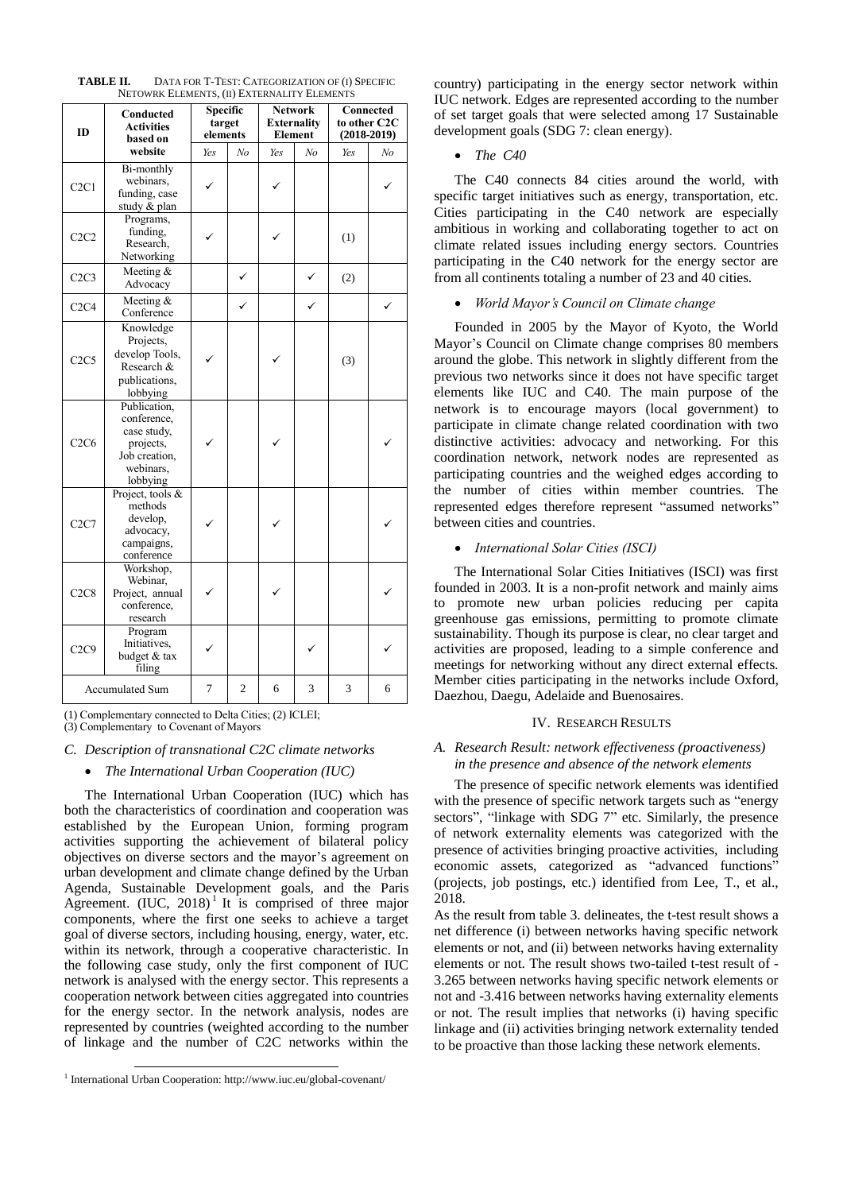**TABLE II.** DATA FOR T-TEST: CATEGORIZATION OF (I) SPECIFIC NETOWRK ELEMENTS, (II) EXTERNALITY ELEMENTS

| ID | Conducted Activities based on website | Specific target elements | | Network Externality Element | | Connected to other C2C (2018-2019) | |
|---|---|---|---|---|---|---|---|
| | | Yes | No | Yes | No | Yes | No |
| C2C1 | Bi-monthly webinars, funding, case study & plan | ✓ | | ✓ | | | ✓ |
| C2C2 | Programs, funding, Research, Networking | ✓ | | ✓ | | (1) | |
| C2C3 | Meeting & Advocacy | | ✓ | | ✓ | (2) | |
| C2C4 | Meeting & Conference | | ✓ | | ✓ | | ✓ |
| C2C5 | Knowledge Projects, develop Tools, Research & publications, lobbying | ✓ | | ✓ | | (3) | |
| C2C6 | Publication, conference, case study, projects, Job creation, webinars, lobbying | ✓ | | ✓ | | | ✓ |
| C2C7 | Project, tools & methods develop, advocacy, campaigns, conference | ✓ | | ✓ | | | ✓ |
| C2C8 | Workshop, Webinar, Project, annual conference, research | ✓ | | ✓ | | | ✓ |
| C2C9 | Program Initiatives, budget & tax filing | ✓ | | | ✓ | | ✓ |
| Accumulated Sum | | 7 | 2 | 6 | 3 | 3 | 6 |

(1) Complementary connected to Delta Cities; (2) ICLEI;
(3) Complementary to Covenant of Mayors

### *C. Description of transnational C2C climate networks*

- *The International Urban Cooperation (IUC)*

The International Urban Cooperation (IUC) which has both the characteristics of coordination and cooperation was established by the European Union, forming program activities supporting the achievement of bilateral policy objectives on diverse sectors and the mayor's agreement on urban development and climate change defined by the Urban Agenda, Sustainable Development goals, and the Paris Agreement. (IUC, 2018)[1] It is comprised of three major components, where the first one seeks to achieve a target goal of diverse sectors, including housing, energy, water, etc. within its network, through a cooperative characteristic. In the following case study, only the first component of IUC network is analysed with the energy sector. This represents a cooperation network between cities aggregated into countries for the energy sector. In the network analysis, nodes are represented by countries (weighted according to the number of linkage and the number of C2C networks within the country) participating in the energy sector network within IUC network. Edges are represented according to the number of set target goals that were selected among 17 Sustainable development goals (SDG 7: clean energy).

- *The C40*

The C40 connects 84 cities around the world, with specific target initiatives such as energy, transportation, etc. Cities participating in the C40 network are especially ambitious in working and collaborating together to act on climate related issues including energy sectors. Countries participating in the C40 network for the energy sector are from all continents totaling a number of 23 and 40 cities.

- *World Mayor's Council on Climate change*

Founded in 2005 by the Mayor of Kyoto, the World Mayor's Council on Climate change comprises 80 members around the globe. This network in slightly different from the previous two networks since it does not have specific target elements like IUC and C40. The main purpose of the network is to encourage mayors (local government) to participate in climate change related coordination with two distinctive activities: advocacy and networking. For this coordination network, network nodes are represented as participating countries and the weighed edges according to the number of cities within member countries. The represented edges therefore represent "assumed networks" between cities and countries.

- *International Solar Cities (ISCI)*

The International Solar Cities Initiatives (ISCI) was first founded in 2003. It is a non-profit network and mainly aims to promote new urban policies reducing per capita greenhouse gas emissions, permitting to promote climate sustainability. Though its purpose is clear, no clear target and activities are proposed, leading to a simple conference and meetings for networking without any direct external effects. Member cities participating in the networks include Oxford, Daezhou, Daegu, Adelaide and Buenosaires.

## IV. RESEARCH RESULTS

### *A. Research Result: network effectiveness (proactiveness) in the presence and absence of the network elements*

The presence of specific network elements was identified with the presence of specific network targets such as "energy sectors", "linkage with SDG 7" etc. Similarly, the presence of network externality elements was categorized with the presence of activities bringing proactive activities, including economic assets, categorized as "advanced functions" (projects, job postings, etc.) identified from Lee, T., et al., 2018.

As the result from table 3. delineates, the t-test result shows a net difference (i) between networks having specific network elements or not, and (ii) between networks having externality elements or not. The result shows two-tailed t-test result of -3.265 between networks having specific network elements or not and -3.416 between networks having externality elements or not. The result implies that networks (i) having specific linkage and (ii) activities bringing network externality tended to be proactive than those lacking these network elements.

[1] International Urban Cooperation: http://www.iuc.eu/global-covenant/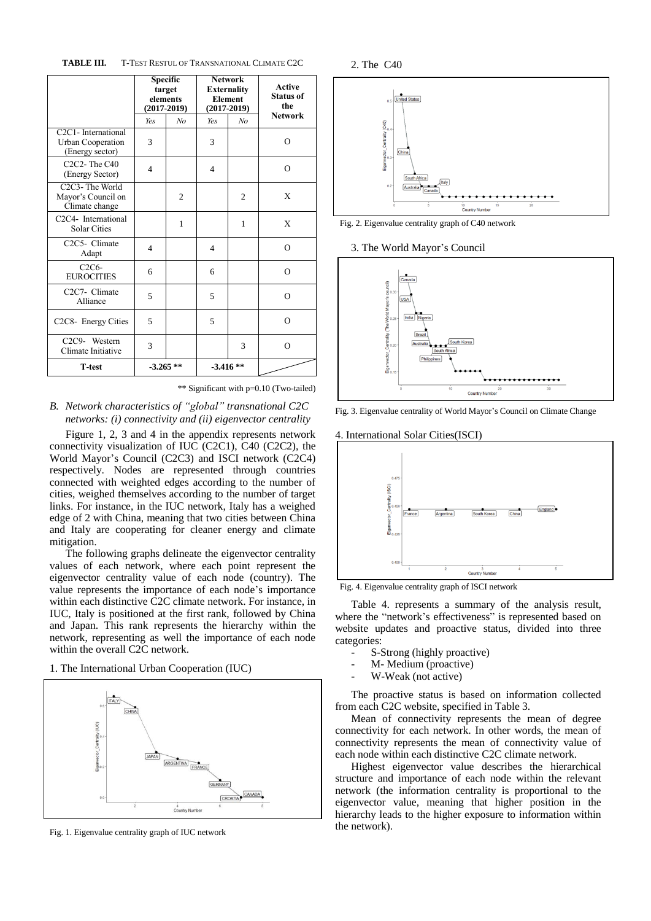**TABLE III.** T-TEST RESTUL OF TRANSNATIONAL CLIMATE C2C

| | Specific target elements (2017-2019) | | Network Externality Element (2017-2019) | | Active Status of the Network |
|---|---|---|---|---|---|
| | *Yes* | *No* | *Yes* | *No* | |
| C2C1- International Urban Cooperation (Energy sector) | 3 | | 3 | | O |
| C2C2- The C40 (Energy Sector) | 4 | | 4 | | O |
| C2C3- The World Mayor's Council on Climate change | | 2 | | 2 | X |
| C2C4- International Solar Cities | | 1 | | 1 | X |
| C2C5- Climate Adapt | 4 | | 4 | | O |
| C2C6- EUROCITIES | 6 | | 6 | | O |
| C2C7- Climate Alliance | 5 | | 5 | | O |
| C2C8- Energy Cities | 5 | | 5 | | O |
| C2C9- Western Climate Initiative | 3 | | | 3 | O |
| **T-test** | -3.265 ** | | -3.416 ** | | |

** Significant with p=0.10 (Two-tailed)

### *B. Network characteristics of "global" transnational C2C networks: (i) connectivity and (ii) eigenvector centrality*

Figure 1, 2, 3 and 4 in the appendix represents network connectivity visualization of IUC (C2C1), C40 (C2C2), the World Mayor's Council (C2C3) and ISCI network (C2C4) respectively. Nodes are represented through countries connected with weighted edges according to the number of cities, weighed themselves according to the number of target links. For instance, in the IUC network, Italy has a weighed edge of 2 with China, meaning that two cities between China and Italy are cooperating for cleaner energy and climate mitigation.

The following graphs delineate the eigenvector centrality values of each network, where each point represent the eigenvector centrality value of each node (country). The value represents the importance of each node's importance within each distinctive C2C climate network. For instance, in IUC, Italy is positioned at the first rank, followed by China and Japan. This rank represents the hierarchy within the network, representing as well the importance of each node within the overall C2C network.

1. The International Urban Cooperation (IUC)

Fig. 1. Eigenvalue centrality graph of IUC network

2. The C40

Fig. 2. Eigenvalue centrality graph of C40 network

3. The World Mayor's Council

Fig. 3. Eigenvalue centrality of World Mayor's Council on Climate Change

4. International Solar Cities(ISCI)

Fig. 4. Eigenvalue centrality graph of ISCI network

Table 4. represents a summary of the analysis result, where the "network's effectiveness" is represented based on website updates and proactive status, divided into three categories:

- S-Strong (highly proactive)
- M- Medium (proactive)
- W-Weak (not active)

The proactive status is based on information collected from each C2C website, specified in Table 3.

Mean of connectivity represents the mean of degree connectivity for each network. In other words, the mean of connectivity represents the mean of connectivity value of each node within each distinctive C2C climate network.

Highest eigenvector value describes the hierarchical structure and importance of each node within the relevant network (the information centrality is proportional to the eigenvector value, meaning that higher position in the hierarchy leads to the higher exposure to information within the network).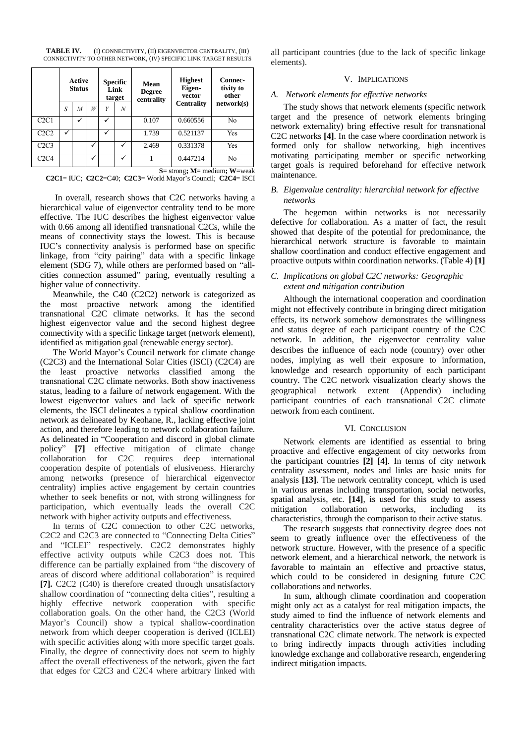**TABLE IV.** (I) CONNECTIVITY, (II) EIGENVECTOR CENTRALITY, (III) CONNECTIVITY TO OTHER NETWORK, (IV) SPECIFIC LINK TARGET RESULTS

| | Active Status | | | Specific Link target | | Mean Degree centrality | Highest Eigen-vector Centrality | Connec-tivity to other network(s) |
|---|---|---|---|---|---|---|---|---|
| | *S* | *M* | *W* | *Y* | *N* | | | |
| C2C1 | | ✓ | | ✓ | | 0.107 | 0.660556 | No |
| C2C2 | ✓ | | | ✓ | | 1.739 | 0.521137 | Yes |
| C2C3 | | | ✓ | | ✓ | 2.469 | 0.331378 | Yes |
| C2C4 | | | ✓ | | ✓ | 1 | 0.447214 | No |

**S**= strong**; M**= medium**; W**=weak

**C2C1**= IUC; **C2C2**=C40; **C2C3**= World Mayor's Council; **C2C4**= ISCI

In overall, research shows that C2C networks having a hierarchical value of eigenvector centrality tend to be more effective. The IUC describes the highest eigenvector value with 0.66 among all identified transnational C2Cs, while the means of connectivity stays the lowest. This is because IUC's connectivity analysis is performed base on specific linkage, from "city pairing" data with a specific linkage element (SDG 7), while others are performed based on "all-cities connection assumed" paring, eventually resulting a higher value of connectivity.

Meanwhile, the C40 (C2C2) network is categorized as the most proactive network among the identified transnational C2C climate networks. It has the second highest eigenvector value and the second highest degree connectivity with a specific linkage target (network element), identified as mitigation goal (renewable energy sector).

The World Mayor's Council network for climate change (C2C3) and the International Solar Cities (ISCI) (C2C4) are the least proactive networks classified among the transnational C2C climate networks. Both show inactiveness status, leading to a failure of network engagement. With the lowest eigenvector values and lack of specific network elements, the ISCI delineates a typical shallow coordination network as delineated by Keohane, R., lacking effective joint action, and therefore leading to network collaboration failure. As delineated in "Cooperation and discord in global climate policy" **[7]** effective mitigation of climate change collaboration for C2C requires deep international cooperation despite of potentials of elusiveness. Hierarchy among networks (presence of hierarchical eigenvector centrality) implies active engagement by certain countries whether to seek benefits or not, with strong willingness for participation, which eventually leads the overall C2C network with higher activity outputs and effectiveness.

In terms of C2C connection to other C2C networks, C2C2 and C2C3 are connected to "Connecting Delta Cities" and "ICLEI" respectively. C2C2 demonstrates highly effective activity outputs while C2C3 does not. This difference can be partially explained from "the discovery of areas of discord where additional collaboration" is required **[7].** C2C2 (C40) is therefore created through unsatisfactory shallow coordination of "connecting delta cities", resulting a highly effective network cooperation with specific collaboration goals. On the other hand, the C2C3 (World Mayor's Council) show a typical shallow-coordination network from which deeper cooperation is derived (ICLEI) with specific activities along with more specific target goals. Finally, the degree of connectivity does not seem to highly affect the overall effectiveness of the network, given the fact that edges for C2C3 and C2C4 where arbitrary linked with all participant countries (due to the lack of specific linkage elements).

## V. Implications

### *A. Network elements for effective networks*

The study shows that network elements (specific network target and the presence of network elements bringing network externality) bring effective result for transnational C2C networks **[4]**. In the case where coordination network is formed only for shallow networking, high incentives motivating participating member or specific networking target goals is required beforehand for effective network maintenance.

### *B. Eigenvalue centrality: hierarchial network for effective networks*

The hegemon within networks is not necessarily defective for collaboration. As a matter of fact, the result showed that despite of the potential for predominance, the hierarchical network structure is favorable to maintain shallow coordination and conduct effective engagement and proactive outputs within coordination networks. (Table 4) **[1]**

### *C. Implications on global C2C networks: Geographic extent and mitigation contribution*

Although the international cooperation and coordination might not effectively contribute in bringing direct mitigation effects, its network somehow demonstrates the willingness and status degree of each participant country of the C2C network. In addition, the eigenvector centrality value describes the influence of each node (country) over other nodes, implying as well their exposure to information, knowledge and research opportunity of each participant country. The C2C network visualization clearly shows the geographical network extent (Appendix) including participant countries of each transnational C2C climate network from each continent.

## VI. Conclusion

Network elements are identified as essential to bring proactive and effective engagement of city networks from the participant countries **[2] [4]**. In terms of city network centrality assessment, nodes and links are basic units for analysis **[13]**. The network centrality concept, which is used in various arenas including transportation, social networks, spatial analysis, etc. **[14]**, is used for this study to assess mitigation collaboration networks, including its characteristics, through the comparison to their active status.

The research suggests that connectivity degree does not seem to greatly influence over the effectiveness of the network structure. However, with the presence of a specific network element, and a hierarchical network, the network is favorable to maintain an effective and proactive status, which could to be considered in designing future C2C collaborations and networks.

In sum, although climate coordination and cooperation might only act as a catalyst for real mitigation impacts, the study aimed to find the influence of network elements and centrality characteristics over the active status degree of transnational C2C climate network. The network is expected to bring indirectly impacts through activities including knowledge exchange and collaborative research, engendering indirect mitigation impacts.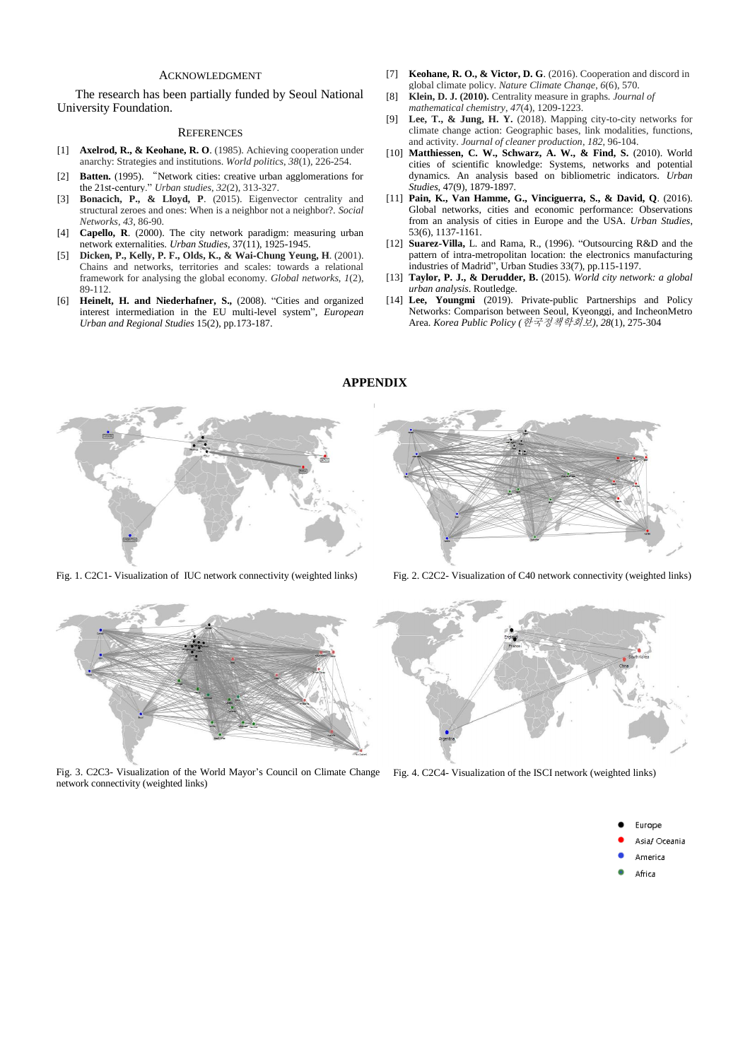## ACKNOWLEDGMENT

The research has been partially funded by Seoul National University Foundation.

## REFERENCES

[1] **Axelrod, R., & Keohane, R. O**. (1985). Achieving cooperation under anarchy: Strategies and institutions. *World politics*, *38*(1), 226-254.

[2] **Batten.** (1995). "Network cities: creative urban agglomerations for the 21st-century." *Urban studies*, *32*(2), 313-327.

[3] **Bonacich, P., & Lloyd, P**. (2015). Eigenvector centrality and structural zeroes and ones: When is a neighbor not a neighbor?. *Social Networks*, *43*, 86-90.

[4] **Capello, R**. (2000). The city network paradigm: measuring urban network externalities. *Urban Studies*, 37(11), 1925-1945.

[5] **Dicken, P., Kelly, P. F., Olds, K., & Wai-Chung Yeung, H**. (2001). Chains and networks, territories and scales: towards a relational framework for analysing the global economy. *Global networks*, *1*(2), 89-112.

[6] **Heinelt, H. and Niederhafner, S.,** (2008). "Cities and organized interest intermediation in the EU multi-level system", *European Urban and Regional Studies* 15(2), pp.173-187.

[7] **Keohane, R. O., & Victor, D. G**. (2016). Cooperation and discord in global climate policy. *Nature Climate Change*, *6*(6), 570.

[8] **Klein, D. J. (2010).** Centrality measure in graphs. *Journal of mathematical chemistry*, *47*(4), 1209-1223.

[9] **Lee, T., & Jung, H. Y.** (2018). Mapping city-to-city networks for climate change action: Geographic bases, link modalities, functions, and activity. *Journal of cleaner production*, *182*, 96-104.

[10] **Matthiessen, C. W., Schwarz, A. W., & Find, S.** (2010). World cities of scientific knowledge: Systems, networks and potential dynamics. An analysis based on bibliometric indicators. *Urban Studies*, 47(9), 1879-1897.

[11] **Pain, K., Van Hamme, G., Vinciguerra, S., & David, Q**. (2016). Global networks, cities and economic performance: Observations from an analysis of cities in Europe and the USA. *Urban Studies*, 53(6), 1137-1161.

[12] **Suarez-Villa,** L. and Rama, R., (1996). "Outsourcing R&D and the pattern of intra-metropolitan location: the electronics manufacturing industries of Madrid", Urban Studies 33(7), pp.115-1197.

[13] **Taylor, P. J., & Derudder, B.** (2015). *World city network: a global urban analysis*. Routledge.

[14] **Lee, Youngmi** (2019). Private-public Partnerships and Policy Networks: Comparison between Seoul, Kyeonggi, and IncheonMetro Area. *Korea Public Policy (한국정책학회보)*, *28*(1), 275-304

## APPENDIX

Fig. 1. C2C1- Visualization of IUC network connectivity (weighted links)

Fig. 2. C2C2- Visualization of C40 network connectivity (weighted links)

Fig. 3. C2C3- Visualization of the World Mayor's Council on Climate Change network connectivity (weighted links)

England
France
South Korea
China
Argentina

Fig. 4. C2C4- Visualization of the ISCI network (weighted links)

Europe
Asia/ Oceania
America
Africa